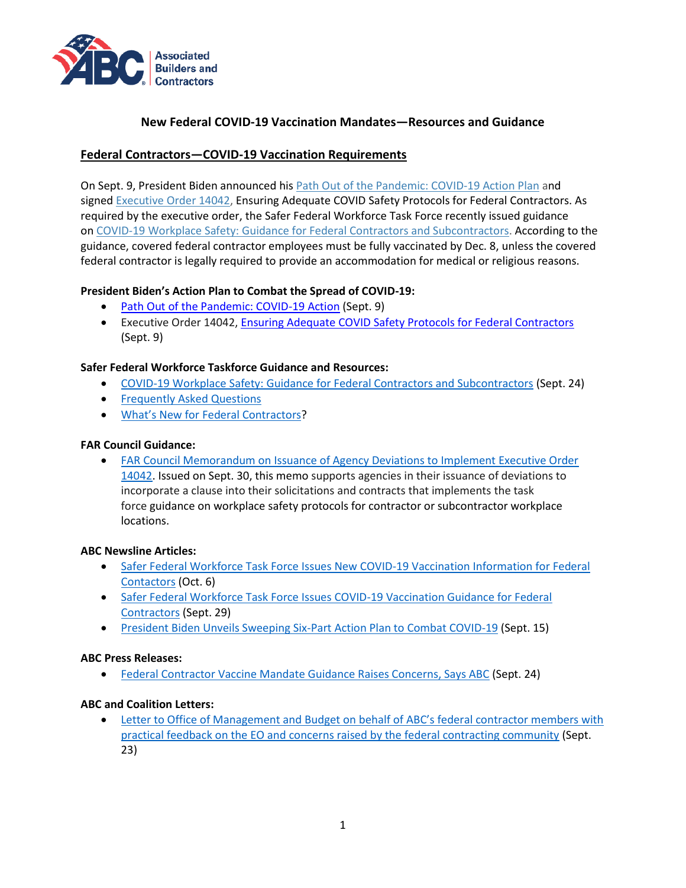Associated Builders and Contractors

# New Federal COVID-19 Vaccination Mandates—Resources and Guidance

## Federal Contractors—COVID-19 Vaccination Requirements

On Sept. 9, President Biden announced his Path Out of the Pandemic: COVID-19 Action Plan and signed Executive Order 14042, Ensuring Adequate COVID Safety Protocols for Federal Contractors. As required by the executive order, the Safer Federal Workforce Task Force recently issued guidance on COVID-19 Workplace Safety: Guidance for Federal Contractors and Subcontractors. According to the guidance, covered federal contractor employees must be fully vaccinated by Dec. 8, unless the covered federal contractor is legally required to provide an accommodation for medical or religious reasons.

**President Biden's Action Plan to Combat the Spread of COVID-19:**

- Path Out of the Pandemic: COVID-19 Action (Sept. 9)
- Executive Order 14042, Ensuring Adequate COVID Safety Protocols for Federal Contractors (Sept. 9)

**Safer Federal Workforce Taskforce Guidance and Resources:**

- COVID-19 Workplace Safety: Guidance for Federal Contractors and Subcontractors (Sept. 24)
- Frequently Asked Questions
- What's New for Federal Contractors?

**FAR Council Guidance:**

- FAR Council Memorandum on Issuance of Agency Deviations to Implement Executive Order 14042. Issued on Sept. 30, this memo supports agencies in their issuance of deviations to incorporate a clause into their solicitations and contracts that implements the task force guidance on workplace safety protocols for contractor or subcontractor workplace locations.

**ABC Newsline Articles:**

- Safer Federal Workforce Task Force Issues New COVID-19 Vaccination Information for Federal Contactors (Oct. 6)
- Safer Federal Workforce Task Force Issues COVID-19 Vaccination Guidance for Federal Contractors (Sept. 29)
- President Biden Unveils Sweeping Six-Part Action Plan to Combat COVID-19 (Sept. 15)

**ABC Press Releases:**

- Federal Contractor Vaccine Mandate Guidance Raises Concerns, Says ABC (Sept. 24)

**ABC and Coalition Letters:**

- Letter to Office of Management and Budget on behalf of ABC's federal contractor members with practical feedback on the EO and concerns raised by the federal contracting community (Sept. 23)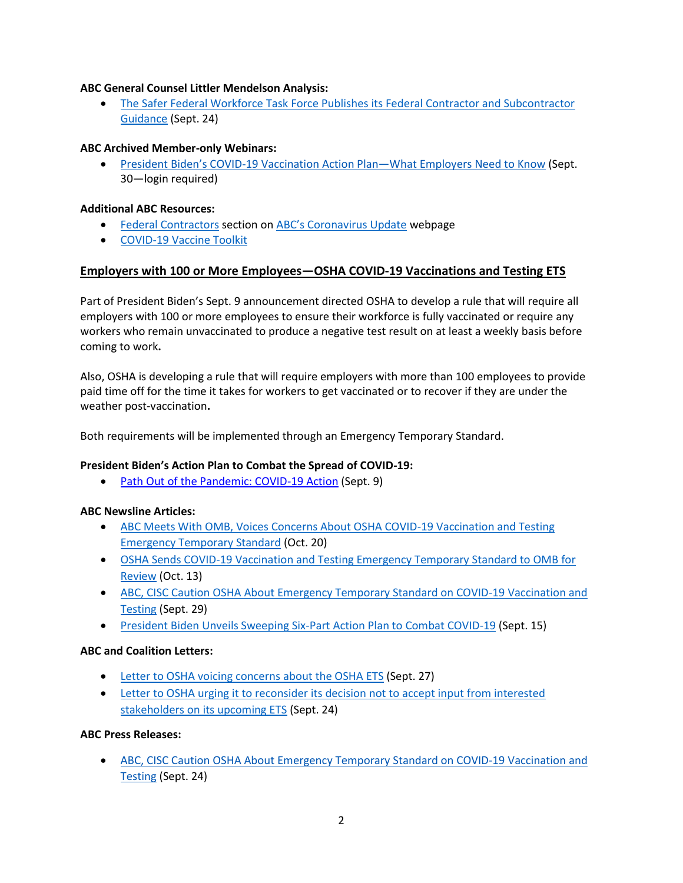**ABC General Counsel Littler Mendelson Analysis:**

- The Safer Federal Workforce Task Force Publishes its Federal Contractor and Subcontractor Guidance (Sept. 24)

**ABC Archived Member-only Webinars:**

- President Biden's COVID-19 Vaccination Action Plan—What Employers Need to Know (Sept. 30—login required)

**Additional ABC Resources:**

- Federal Contractors section on ABC's Coronavirus Update webpage
- COVID-19 Vaccine Toolkit

## Employers with 100 or More Employees—OSHA COVID-19 Vaccinations and Testing ETS

Part of President Biden's Sept. 9 announcement directed OSHA to develop a rule that will require all employers with 100 or more employees to ensure their workforce is fully vaccinated or require any workers who remain unvaccinated to produce a negative test result on at least a weekly basis before coming to work**.**

Also, OSHA is developing a rule that will require employers with more than 100 employees to provide paid time off for the time it takes for workers to get vaccinated or to recover if they are under the weather post-vaccination**.**

Both requirements will be implemented through an Emergency Temporary Standard.

**President Biden's Action Plan to Combat the Spread of COVID-19:**

- Path Out of the Pandemic: COVID-19 Action (Sept. 9)

**ABC Newsline Articles:**

- ABC Meets With OMB, Voices Concerns About OSHA COVID-19 Vaccination and Testing Emergency Temporary Standard (Oct. 20)
- OSHA Sends COVID-19 Vaccination and Testing Emergency Temporary Standard to OMB for Review (Oct. 13)
- ABC, CISC Caution OSHA About Emergency Temporary Standard on COVID-19 Vaccination and Testing (Sept. 29)
- President Biden Unveils Sweeping Six-Part Action Plan to Combat COVID-19 (Sept. 15)

**ABC and Coalition Letters:**

- Letter to OSHA voicing concerns about the OSHA ETS (Sept. 27)
- Letter to OSHA urging it to reconsider its decision not to accept input from interested stakeholders on its upcoming ETS (Sept. 24)

**ABC Press Releases:**

- ABC, CISC Caution OSHA About Emergency Temporary Standard on COVID-19 Vaccination and Testing (Sept. 24)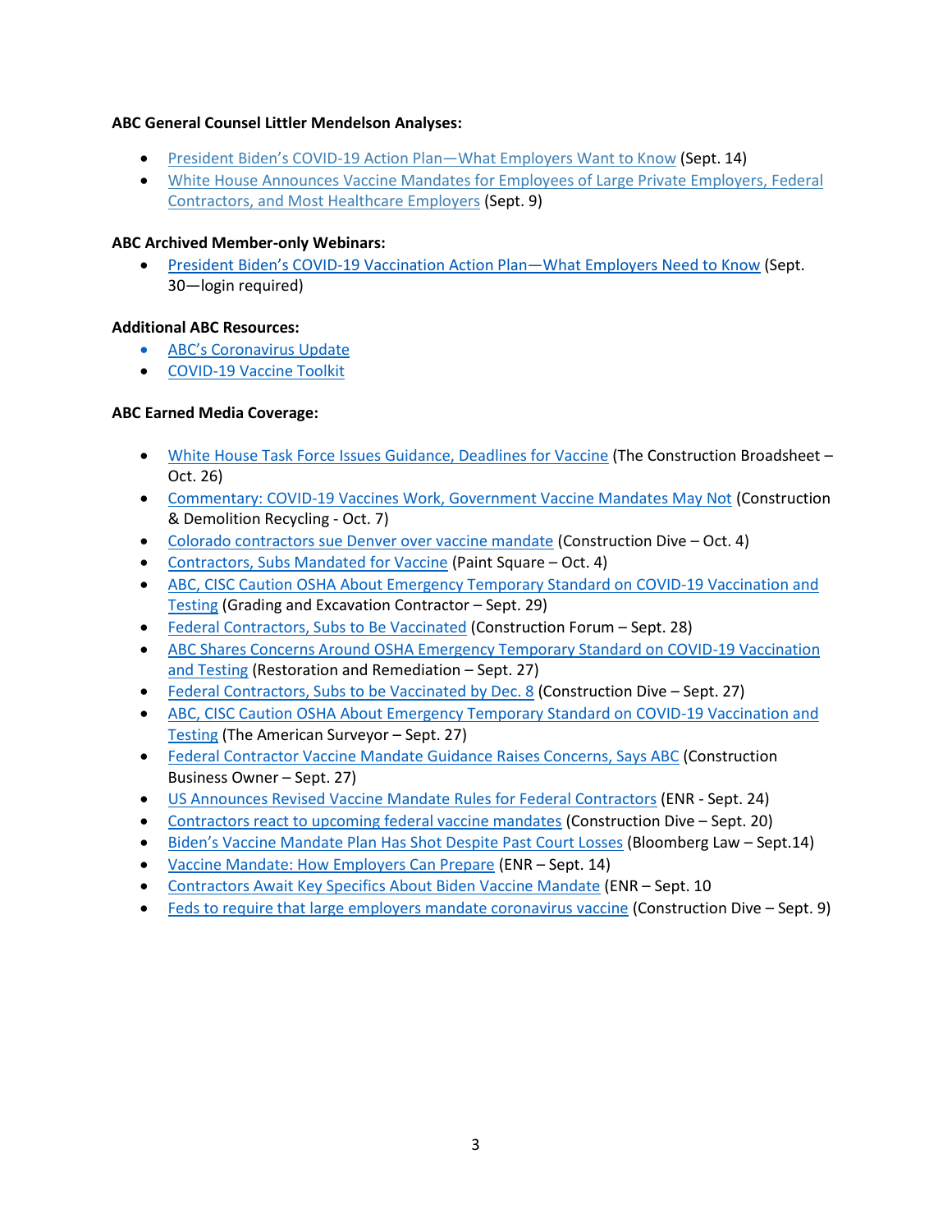**ABC General Counsel Littler Mendelson Analyses:**

- President Biden's COVID-19 Action Plan—What Employers Want to Know (Sept. 14)
- White House Announces Vaccine Mandates for Employees of Large Private Employers, Federal Contractors, and Most Healthcare Employers (Sept. 9)

**ABC Archived Member-only Webinars:**

- President Biden's COVID-19 Vaccination Action Plan—What Employers Need to Know (Sept. 30—login required)

**Additional ABC Resources:**

- ABC's Coronavirus Update
- COVID-19 Vaccine Toolkit

**ABC Earned Media Coverage:**

- White House Task Force Issues Guidance, Deadlines for Vaccine (The Construction Broadsheet – Oct. 26)
- Commentary: COVID-19 Vaccines Work, Government Vaccine Mandates May Not (Construction & Demolition Recycling - Oct. 7)
- Colorado contractors sue Denver over vaccine mandate (Construction Dive – Oct. 4)
- Contractors, Subs Mandated for Vaccine (Paint Square – Oct. 4)
- ABC, CISC Caution OSHA About Emergency Temporary Standard on COVID-19 Vaccination and Testing (Grading and Excavation Contractor – Sept. 29)
- Federal Contractors, Subs to Be Vaccinated (Construction Forum – Sept. 28)
- ABC Shares Concerns Around OSHA Emergency Temporary Standard on COVID-19 Vaccination and Testing (Restoration and Remediation – Sept. 27)
- Federal Contractors, Subs to be Vaccinated by Dec. 8 (Construction Dive – Sept. 27)
- ABC, CISC Caution OSHA About Emergency Temporary Standard on COVID-19 Vaccination and Testing (The American Surveyor – Sept. 27)
- Federal Contractor Vaccine Mandate Guidance Raises Concerns, Says ABC (Construction Business Owner – Sept. 27)
- US Announces Revised Vaccine Mandate Rules for Federal Contractors (ENR - Sept. 24)
- Contractors react to upcoming federal vaccine mandates (Construction Dive – Sept. 20)
- Biden's Vaccine Mandate Plan Has Shot Despite Past Court Losses (Bloomberg Law – Sept.14)
- Vaccine Mandate: How Employers Can Prepare (ENR – Sept. 14)
- Contractors Await Key Specifics About Biden Vaccine Mandate (ENR – Sept. 10
- Feds to require that large employers mandate coronavirus vaccine (Construction Dive – Sept. 9)